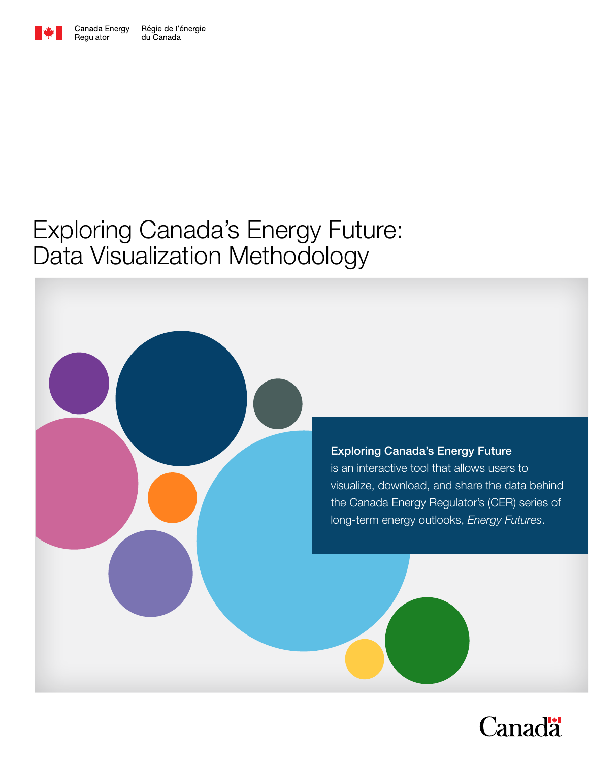Canada Energy Regulator | Régie de l'énergie du Canada

# Exploring Canada's Energy Future: Data Visualization Methodology

**Exploring Canada's Energy Future** is an interactive tool that allows users to visualize, download, and share the data behind the Canada Energy Regulator's (CER) series of long-term energy outlooks, *Energy Futures*.

Canada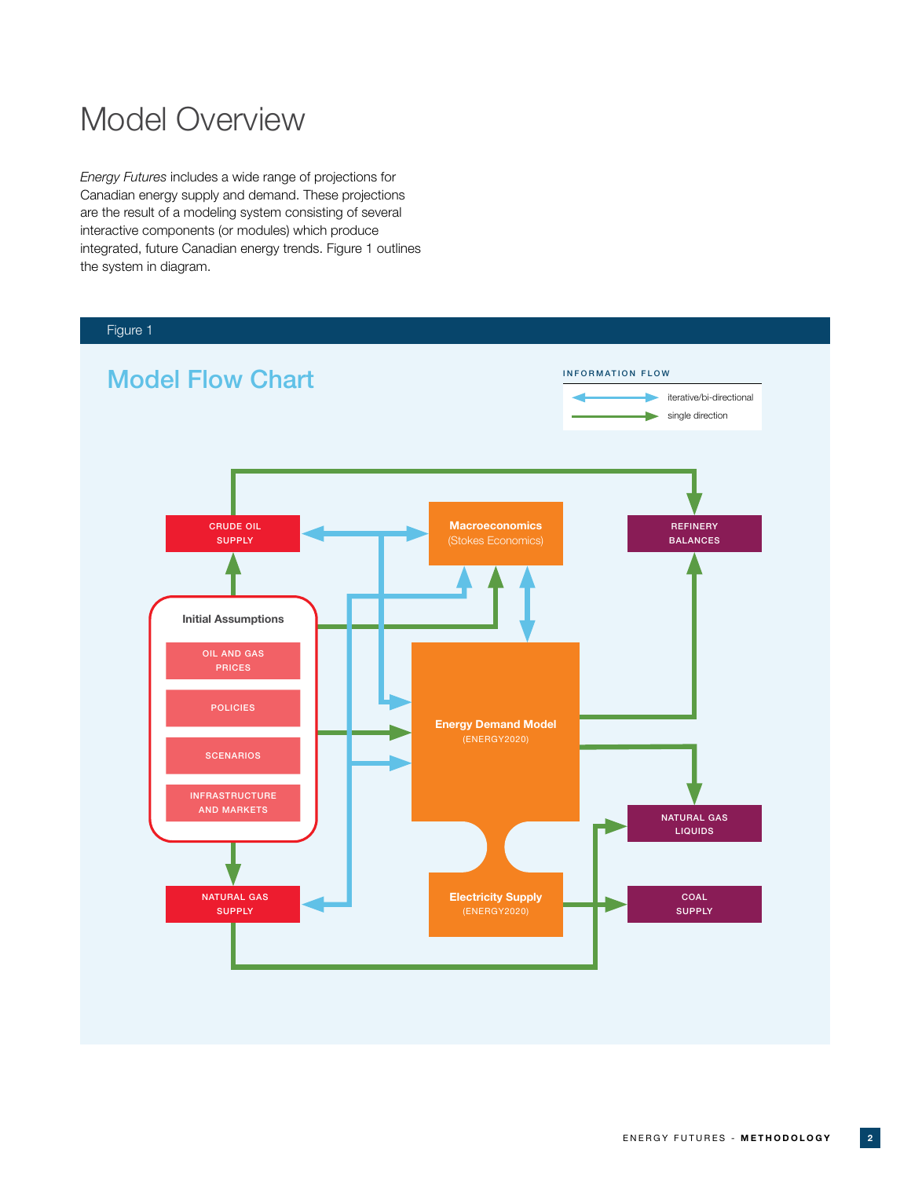# Model Overview

*Energy Futures* includes a wide range of projections for Canadian energy supply and demand. These projections are the result of a modeling system consisting of several interactive components (or modules) which produce integrated, future Canadian energy trends. Figure 1 outlines the system in diagram.

Figure 1

## Model Flow Chart

INFORMATION FLOW

- iterative/bi-directional
- single direction

CRUDE OIL SUPPLY

**Macroeconomics** (Stokes Economics)

REFINERY BALANCES

**Initial Assumptions**

- OIL AND GAS PRICES
- POLICIES
- SCENARIOS
- INFRASTRUCTURE AND MARKETS

**Energy Demand Model** (ENERGY2020)

NATURAL GAS LIQUIDS

**Electricity Supply** (ENERGY2020)

NATURAL GAS SUPPLY

COAL SUPPLY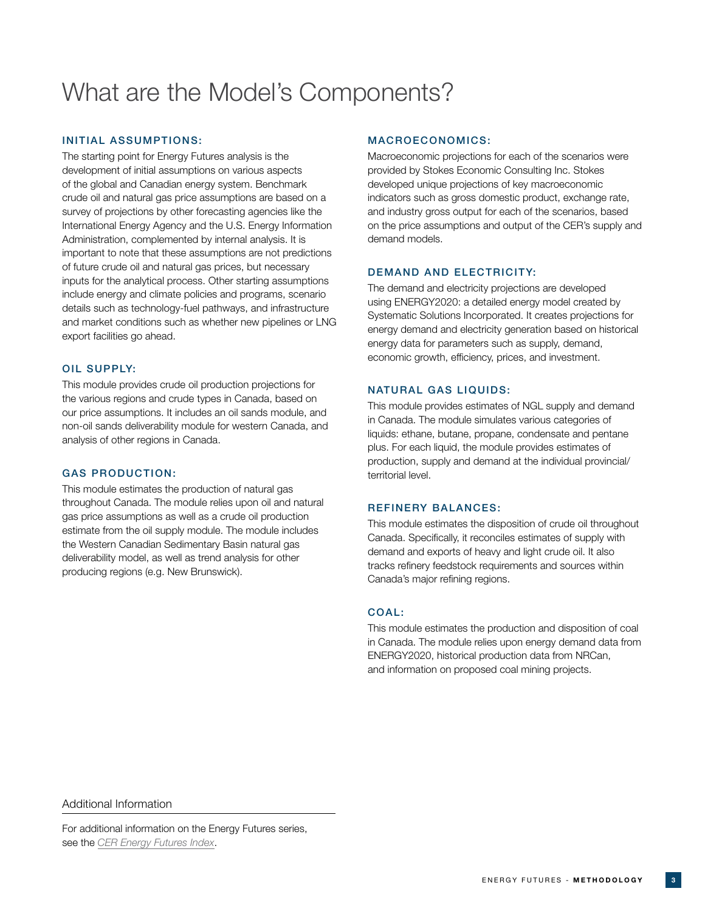# What are the Model's Components?

## INITIAL ASSUMPTIONS:

The starting point for Energy Futures analysis is the development of initial assumptions on various aspects of the global and Canadian energy system. Benchmark crude oil and natural gas price assumptions are based on a survey of projections by other forecasting agencies like the International Energy Agency and the U.S. Energy Information Administration, complemented by internal analysis. It is important to note that these assumptions are not predictions of future crude oil and natural gas prices, but necessary inputs for the analytical process. Other starting assumptions include energy and climate policies and programs, scenario details such as technology-fuel pathways, and infrastructure and market conditions such as whether new pipelines or LNG export facilities go ahead.

## OIL SUPPLY:

This module provides crude oil production projections for the various regions and crude types in Canada, based on our price assumptions. It includes an oil sands module, and non-oil sands deliverability module for western Canada, and analysis of other regions in Canada.

## GAS PRODUCTION:

This module estimates the production of natural gas throughout Canada. The module relies upon oil and natural gas price assumptions as well as a crude oil production estimate from the oil supply module. The module includes the Western Canadian Sedimentary Basin natural gas deliverability model, as well as trend analysis for other producing regions (e.g. New Brunswick).

## MACROECONOMICS:

Macroeconomic projections for each of the scenarios were provided by Stokes Economic Consulting Inc. Stokes developed unique projections of key macroeconomic indicators such as gross domestic product, exchange rate, and industry gross output for each of the scenarios, based on the price assumptions and output of the CER's supply and demand models.

## DEMAND AND ELECTRICITY:

The demand and electricity projections are developed using ENERGY2020: a detailed energy model created by Systematic Solutions Incorporated. It creates projections for energy demand and electricity generation based on historical energy data for parameters such as supply, demand, economic growth, efficiency, prices, and investment.

## NATURAL GAS LIQUIDS:

This module provides estimates of NGL supply and demand in Canada. The module simulates various categories of liquids: ethane, butane, propane, condensate and pentane plus. For each liquid, the module provides estimates of production, supply and demand at the individual provincial/territorial level.

## REFINERY BALANCES:

This module estimates the disposition of crude oil throughout Canada. Specifically, it reconciles estimates of supply with demand and exports of heavy and light crude oil. It also tracks refinery feedstock requirements and sources within Canada's major refining regions.

## COAL:

This module estimates the production and disposition of coal in Canada. The module relies upon energy demand data from ENERGY2020, historical production data from NRCan, and information on proposed coal mining projects.

---

Additional Information

For additional information on the Energy Futures series, see the *CER Energy Futures Index*.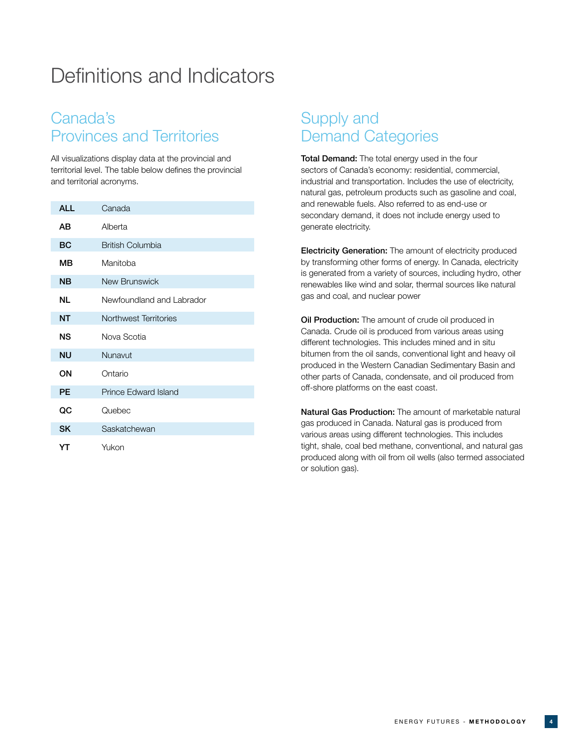# Definitions and Indicators

## Canada's Provinces and Territories

All visualizations display data at the provincial and territorial level. The table below defines the provincial and territorial acronyms.

| | |
|---|---|
| **ALL** | Canada |
| **AB** | Alberta |
| **BC** | British Columbia |
| **MB** | Manitoba |
| **NB** | New Brunswick |
| **NL** | Newfoundland and Labrador |
| **NT** | Northwest Territories |
| **NS** | Nova Scotia |
| **NU** | Nunavut |
| **ON** | Ontario |
| **PE** | Prince Edward Island |
| **QC** | Quebec |
| **SK** | Saskatchewan |
| **YT** | Yukon |

## Supply and Demand Categories

**Total Demand:** The total energy used in the four sectors of Canada's economy: residential, commercial, industrial and transportation. Includes the use of electricity, natural gas, petroleum products such as gasoline and coal, and renewable fuels. Also referred to as end-use or secondary demand, it does not include energy used to generate electricity.

**Electricity Generation:** The amount of electricity produced by transforming other forms of energy. In Canada, electricity is generated from a variety of sources, including hydro, other renewables like wind and solar, thermal sources like natural gas and coal, and nuclear power

**Oil Production:** The amount of crude oil produced in Canada. Crude oil is produced from various areas using different technologies. This includes mined and in situ bitumen from the oil sands, conventional light and heavy oil produced in the Western Canadian Sedimentary Basin and other parts of Canada, condensate, and oil produced from off-shore platforms on the east coast.

**Natural Gas Production:** The amount of marketable natural gas produced in Canada. Natural gas is produced from various areas using different technologies. This includes tight, shale, coal bed methane, conventional, and natural gas produced along with oil from oil wells (also termed associated or solution gas).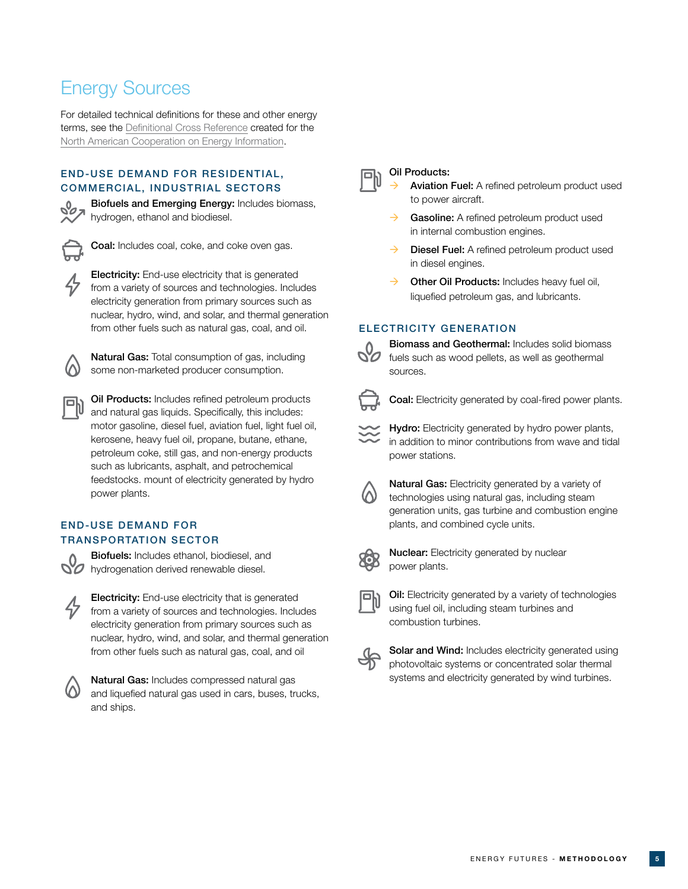# Energy Sources

For detailed technical definitions for these and other energy terms, see the Definitional Cross Reference created for the North American Cooperation on Energy Information.

## END-USE DEMAND FOR RESIDENTIAL, COMMERCIAL, INDUSTRIAL SECTORS

**Biofuels and Emerging Energy:** Includes biomass, hydrogen, ethanol and biodiesel.

**Coal:** Includes coal, coke, and coke oven gas.

**Electricity:** End-use electricity that is generated from a variety of sources and technologies. Includes electricity generation from primary sources such as nuclear, hydro, wind, and solar, and thermal generation from other fuels such as natural gas, coal, and oil.

**Natural Gas:** Total consumption of gas, including some non-marketed producer consumption.

**Oil Products:** Includes refined petroleum products and natural gas liquids. Specifically, this includes: motor gasoline, diesel fuel, aviation fuel, light fuel oil, kerosene, heavy fuel oil, propane, butane, ethane, petroleum coke, still gas, and non-energy products such as lubricants, asphalt, and petrochemical feedstocks. mount of electricity generated by hydro power plants.

## END-USE DEMAND FOR TRANSPORTATION SECTOR

**Biofuels:** Includes ethanol, biodiesel, and hydrogenation derived renewable diesel.

**Electricity:** End-use electricity that is generated from a variety of sources and technologies. Includes electricity generation from primary sources such as nuclear, hydro, wind, and solar, and thermal generation from other fuels such as natural gas, coal, and oil

**Natural Gas:** Includes compressed natural gas and liquefied natural gas used in cars, buses, trucks, and ships.

**Oil Products:**

- **Aviation Fuel:** A refined petroleum product used to power aircraft.
- **Gasoline:** A refined petroleum product used in internal combustion engines.
- **Diesel Fuel:** A refined petroleum product used in diesel engines.
- **Other Oil Products:** Includes heavy fuel oil, liquefied petroleum gas, and lubricants.

## ELECTRICITY GENERATION

**Biomass and Geothermal:** Includes solid biomass fuels such as wood pellets, as well as geothermal sources.

**Coal:** Electricity generated by coal-fired power plants.

**Hydro:** Electricity generated by hydro power plants, in addition to minor contributions from wave and tidal power stations.

**Natural Gas:** Electricity generated by a variety of technologies using natural gas, including steam generation units, gas turbine and combustion engine plants, and combined cycle units.

**Nuclear:** Electricity generated by nuclear power plants.

**Oil:** Electricity generated by a variety of technologies using fuel oil, including steam turbines and combustion turbines.

**Solar and Wind:** Includes electricity generated using photovoltaic systems or concentrated solar thermal systems and electricity generated by wind turbines.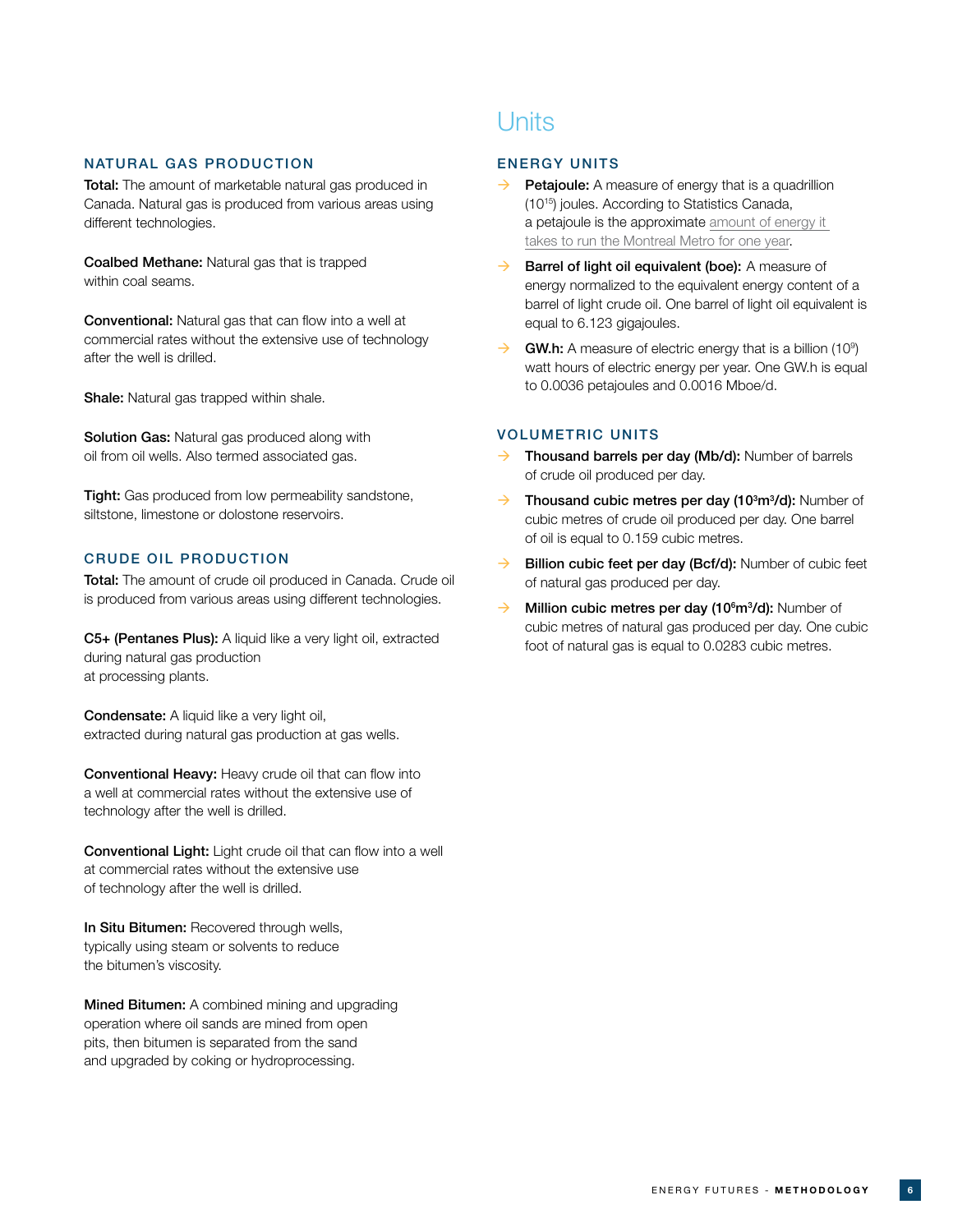### NATURAL GAS PRODUCTION

**Total:** The amount of marketable natural gas produced in Canada. Natural gas is produced from various areas using different technologies.

**Coalbed Methane:** Natural gas that is trapped within coal seams.

**Conventional:** Natural gas that can flow into a well at commercial rates without the extensive use of technology after the well is drilled.

**Shale:** Natural gas trapped within shale.

**Solution Gas:** Natural gas produced along with oil from oil wells. Also termed associated gas.

**Tight:** Gas produced from low permeability sandstone, siltstone, limestone or dolostone reservoirs.

### CRUDE OIL PRODUCTION

**Total:** The amount of crude oil produced in Canada. Crude oil is produced from various areas using different technologies.

**C5+ (Pentanes Plus):** A liquid like a very light oil, extracted during natural gas production at processing plants.

**Condensate:** A liquid like a very light oil, extracted during natural gas production at gas wells.

**Conventional Heavy:** Heavy crude oil that can flow into a well at commercial rates without the extensive use of technology after the well is drilled.

**Conventional Light:** Light crude oil that can flow into a well at commercial rates without the extensive use of technology after the well is drilled.

**In Situ Bitumen:** Recovered through wells, typically using steam or solvents to reduce the bitumen's viscosity.

**Mined Bitumen:** A combined mining and upgrading operation where oil sands are mined from open pits, then bitumen is separated from the sand and upgraded by coking or hydroprocessing.

# Units

### ENERGY UNITS

- **Petajoule:** A measure of energy that is a quadrillion ($10^{15}$) joules. According to Statistics Canada, a petajoule is the approximate amount of energy it takes to run the Montreal Metro for one year.
- **Barrel of light oil equivalent (boe):** A measure of energy normalized to the equivalent energy content of a barrel of light crude oil. One barrel of light oil equivalent is equal to 6.123 gigajoules.
- **GW.h:** A measure of electric energy that is a billion ($10^9$) watt hours of electric energy per year. One GW.h is equal to 0.0036 petajoules and 0.0016 Mboe/d.

### VOLUMETRIC UNITS

- **Thousand barrels per day (Mb/d):** Number of barrels of crude oil produced per day.
- **Thousand cubic metres per day ($10^3m^3/d$):** Number of cubic metres of crude oil produced per day. One barrel of oil is equal to 0.159 cubic metres.
- **Billion cubic feet per day (Bcf/d):** Number of cubic feet of natural gas produced per day.
- **Million cubic metres per day ($10^6m^3/d$):** Number of cubic metres of natural gas produced per day. One cubic foot of natural gas is equal to 0.0283 cubic metres.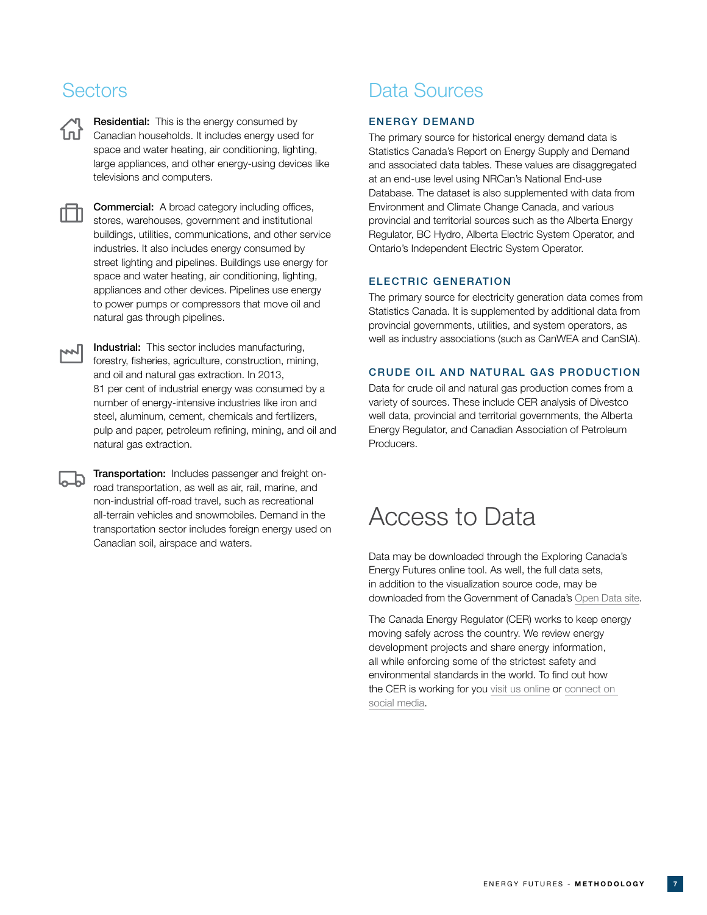## Sectors

**Residential:** This is the energy consumed by Canadian households. It includes energy used for space and water heating, air conditioning, lighting, large appliances, and other energy-using devices like televisions and computers.

**Commercial:** A broad category including offices, stores, warehouses, government and institutional buildings, utilities, communications, and other service industries. It also includes energy consumed by street lighting and pipelines. Buildings use energy for space and water heating, air conditioning, lighting, appliances and other devices. Pipelines use energy to power pumps or compressors that move oil and natural gas through pipelines.

**Industrial:** This sector includes manufacturing, forestry, fisheries, agriculture, construction, mining, and oil and natural gas extraction. In 2013, 81 per cent of industrial energy was consumed by a number of energy-intensive industries like iron and steel, aluminum, cement, chemicals and fertilizers, pulp and paper, petroleum refining, mining, and oil and natural gas extraction.

**Transportation:** Includes passenger and freight on-road transportation, as well as air, rail, marine, and non-industrial off-road travel, such as recreational all-terrain vehicles and snowmobiles. Demand in the transportation sector includes foreign energy used on Canadian soil, airspace and waters.

## Data Sources

### ENERGY DEMAND

The primary source for historical energy demand data is Statistics Canada's Report on Energy Supply and Demand and associated data tables. These values are disaggregated at an end-use level using NRCan's National End-use Database. The dataset is also supplemented with data from Environment and Climate Change Canada, and various provincial and territorial sources such as the Alberta Energy Regulator, BC Hydro, Alberta Electric System Operator, and Ontario's Independent Electric System Operator.

### ELECTRIC GENERATION

The primary source for electricity generation data comes from Statistics Canada. It is supplemented by additional data from provincial governments, utilities, and system operators, as well as industry associations (such as CanWEA and CanSIA).

### CRUDE OIL AND NATURAL GAS PRODUCTION

Data for crude oil and natural gas production comes from a variety of sources. These include CER analysis of Divestco well data, provincial and territorial governments, the Alberta Energy Regulator, and Canadian Association of Petroleum Producers.

# Access to Data

Data may be downloaded through the Exploring Canada's Energy Futures online tool. As well, the full data sets, in addition to the visualization source code, may be downloaded from the Government of Canada's Open Data site.

The Canada Energy Regulator (CER) works to keep energy moving safely across the country. We review energy development projects and share energy information, all while enforcing some of the strictest safety and environmental standards in the world. To find out how the CER is working for you visit us online or connect on social media.